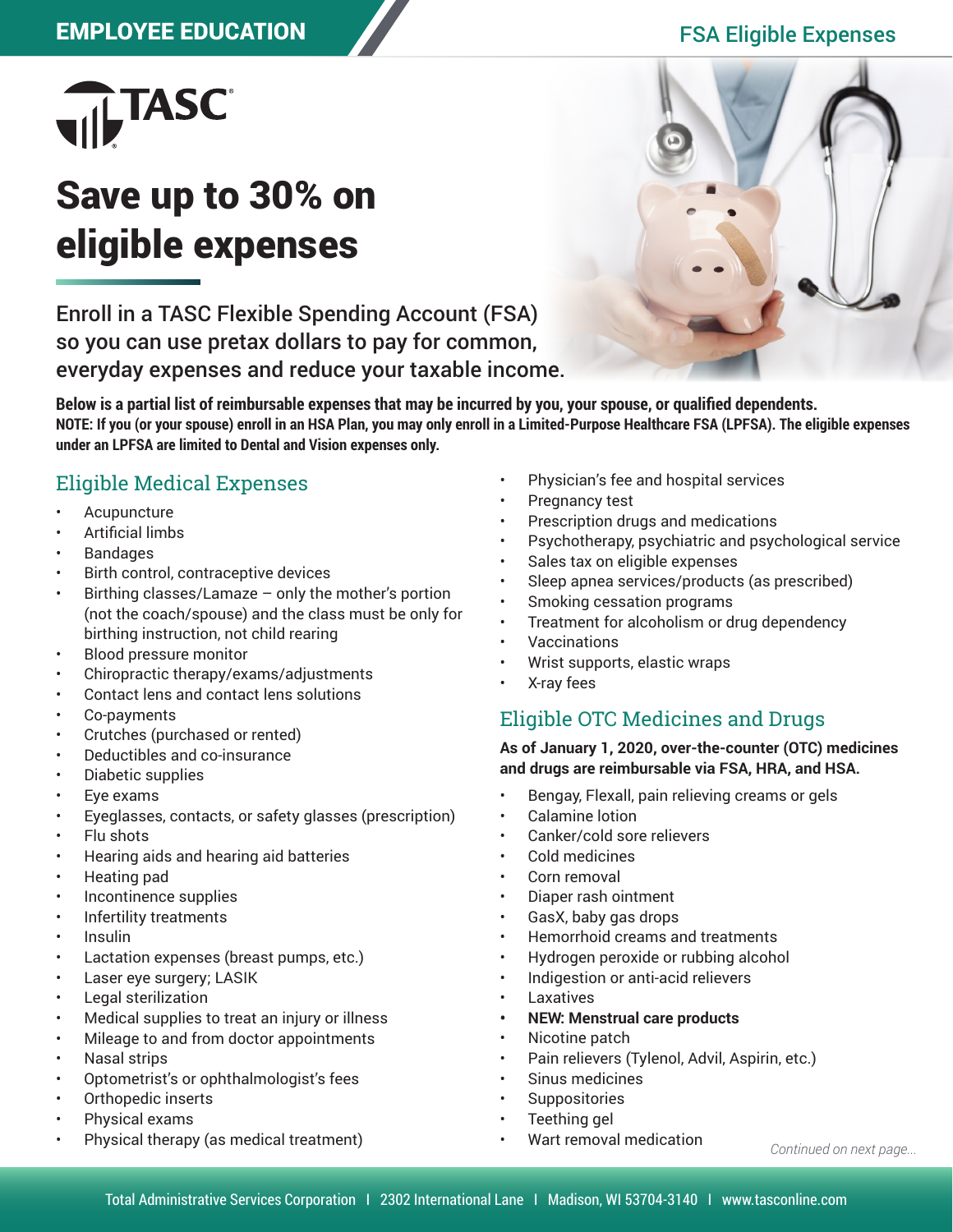EMPLOYEE EDUCATION

FSA Eligible Expenses

TASC

# Save up to 30% on eligible expenses

Enroll in a TASC Flexible Spending Account (FSA) so you can use pretax dollars to pay for common, everyday expenses and reduce your taxable income.

**Below is a partial list of reimbursable expenses that may be incurred by you, your spouse, or qualified dependents.**
**NOTE: If you (or your spouse) enroll in an HSA Plan, you may only enroll in a Limited-Purpose Healthcare FSA (LPFSA). The eligible expenses under an LPFSA are limited to Dental and Vision expenses only.**

## Eligible Medical Expenses

- Acupuncture
- Artificial limbs
- Bandages
- Birth control, contraceptive devices
- Birthing classes/Lamaze – only the mother's portion (not the coach/spouse) and the class must be only for birthing instruction, not child rearing
- Blood pressure monitor
- Chiropractic therapy/exams/adjustments
- Contact lens and contact lens solutions
- Co-payments
- Crutches (purchased or rented)
- Deductibles and co-insurance
- Diabetic supplies
- Eye exams
- Eyeglasses, contacts, or safety glasses (prescription)
- Flu shots
- Hearing aids and hearing aid batteries
- Heating pad
- Incontinence supplies
- Infertility treatments
- Insulin
- Lactation expenses (breast pumps, etc.)
- Laser eye surgery; LASIK
- Legal sterilization
- Medical supplies to treat an injury or illness
- Mileage to and from doctor appointments
- Nasal strips
- Optometrist's or ophthalmologist's fees
- Orthopedic inserts
- Physical exams
- Physical therapy (as medical treatment)
- Physician's fee and hospital services
- Pregnancy test
- Prescription drugs and medications
- Psychotherapy, psychiatric and psychological service
- Sales tax on eligible expenses
- Sleep apnea services/products (as prescribed)
- Smoking cessation programs
- Treatment for alcoholism or drug dependency
- Vaccinations
- Wrist supports, elastic wraps
- X-ray fees

## Eligible OTC Medicines and Drugs

**As of January 1, 2020, over-the-counter (OTC) medicines and drugs are reimbursable via FSA, HRA, and HSA.**

- Bengay, Flexall, pain relieving creams or gels
- Calamine lotion
- Canker/cold sore relievers
- Cold medicines
- Corn removal
- Diaper rash ointment
- GasX, baby gas drops
- Hemorrhoid creams and treatments
- Hydrogen peroxide or rubbing alcohol
- Indigestion or anti-acid relievers
- Laxatives
- **NEW: Menstrual care products**
- Nicotine patch
- Pain relievers (Tylenol, Advil, Aspirin, etc.)
- Sinus medicines
- Suppositories
- Teething gel
- Wart removal medication

*Continued on next page...*

Total Administrative Services Corporation | 2302 International Lane | Madison, WI 53704-3140 | www.tasconline.com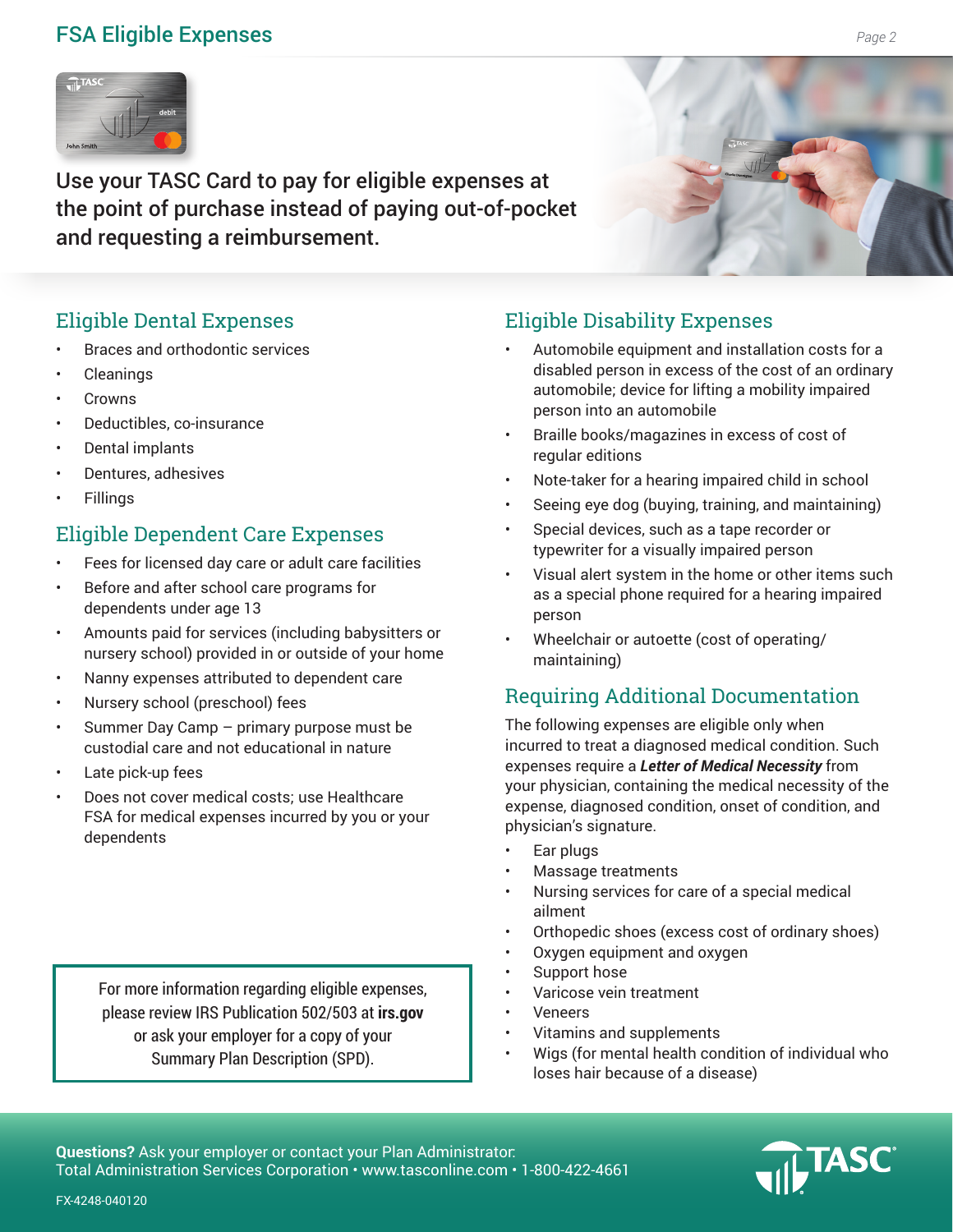# FSA Eligible Expenses

Use your TASC Card to pay for eligible expenses at the point of purchase instead of paying out-of-pocket and requesting a reimbursement.

## Eligible Dental Expenses

- Braces and orthodontic services
- Cleanings
- Crowns
- Deductibles, co-insurance
- Dental implants
- Dentures, adhesives
- Fillings

## Eligible Dependent Care Expenses

- Fees for licensed day care or adult care facilities
- Before and after school care programs for dependents under age 13
- Amounts paid for services (including babysitters or nursery school) provided in or outside of your home
- Nanny expenses attributed to dependent care
- Nursery school (preschool) fees
- Summer Day Camp – primary purpose must be custodial care and not educational in nature
- Late pick-up fees
- Does not cover medical costs; use Healthcare FSA for medical expenses incurred by you or your dependents

For more information regarding eligible expenses, please review IRS Publication 502/503 at **irs.gov** or ask your employer for a copy of your Summary Plan Description (SPD).

## Eligible Disability Expenses

- Automobile equipment and installation costs for a disabled person in excess of the cost of an ordinary automobile; device for lifting a mobility impaired person into an automobile
- Braille books/magazines in excess of cost of regular editions
- Note-taker for a hearing impaired child in school
- Seeing eye dog (buying, training, and maintaining)
- Special devices, such as a tape recorder or typewriter for a visually impaired person
- Visual alert system in the home or other items such as a special phone required for a hearing impaired person
- Wheelchair or autoette (cost of operating/ maintaining)

## Requiring Additional Documentation

The following expenses are eligible only when incurred to treat a diagnosed medical condition. Such expenses require a ***Letter of Medical Necessity*** from your physician, containing the medical necessity of the expense, diagnosed condition, onset of condition, and physician's signature.

- Ear plugs
- Massage treatments
- Nursing services for care of a special medical ailment
- Orthopedic shoes (excess cost of ordinary shoes)
- Oxygen equipment and oxygen
- Support hose
- Varicose vein treatment
- Veneers
- Vitamins and supplements
- Wigs (for mental health condition of individual who loses hair because of a disease)

**Questions?** Ask your employer or contact your Plan Administrator:
Total Administration Services Corporation • www.tasconline.com • 1-800-422-4661

FX-4248-040120